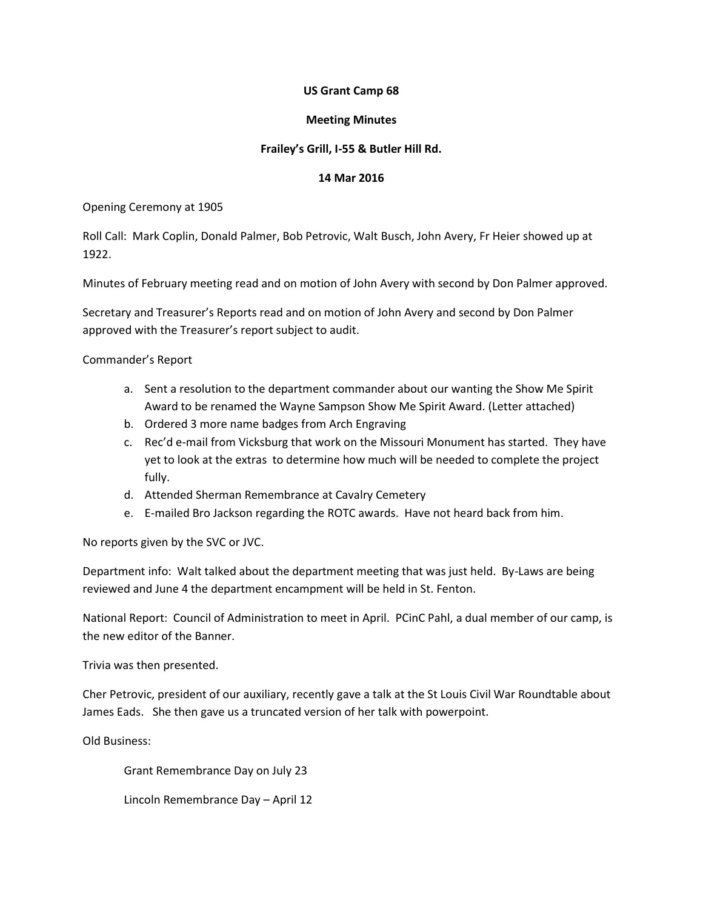**US Grant Camp 68**

**Meeting Minutes**

**Frailey's Grill, I-55 & Butler Hill Rd.**

**14 Mar 2016**

Opening Ceremony at 1905

Roll Call: Mark Coplin, Donald Palmer, Bob Petrovic, Walt Busch, John Avery, Fr Heier showed up at 1922.

Minutes of February meeting read and on motion of John Avery with second by Don Palmer approved.

Secretary and Treasurer's Reports read and on motion of John Avery and second by Don Palmer approved with the Treasurer's report subject to audit.

Commander's Report

a. Sent a resolution to the department commander about our wanting the Show Me Spirit Award to be renamed the Wayne Sampson Show Me Spirit Award. (Letter attached)
b. Ordered 3 more name badges from Arch Engraving
c. Rec'd e-mail from Vicksburg that work on the Missouri Monument has started. They have yet to look at the extras to determine how much will be needed to complete the project fully.
d. Attended Sherman Remembrance at Cavalry Cemetery
e. E-mailed Bro Jackson regarding the ROTC awards. Have not heard back from him.

No reports given by the SVC or JVC.

Department info: Walt talked about the department meeting that was just held. By-Laws are being reviewed and June 4 the department encampment will be held in St. Fenton.

National Report: Council of Administration to meet in April. PCinC Pahl, a dual member of our camp, is the new editor of the Banner.

Trivia was then presented.

Cher Petrovic, president of our auxiliary, recently gave a talk at the St Louis Civil War Roundtable about James Eads. She then gave us a truncated version of her talk with powerpoint.

Old Business:

Grant Remembrance Day on July 23

Lincoln Remembrance Day – April 12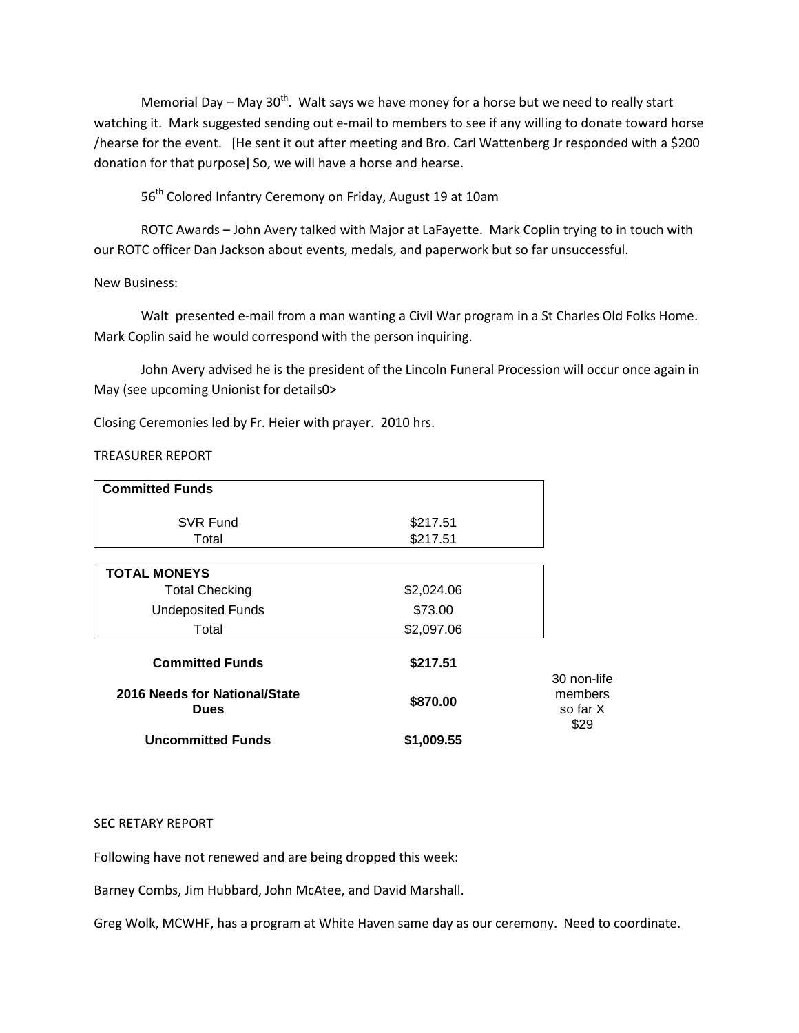Memorial Day – May 30th. Walt says we have money for a horse but we need to really start watching it. Mark suggested sending out e-mail to members to see if any willing to donate toward horse /hearse for the event. [He sent it out after meeting and Bro. Carl Wattenberg Jr responded with a $200 donation for that purpose] So, we will have a horse and hearse.

56th Colored Infantry Ceremony on Friday, August 19 at 10am

ROTC Awards – John Avery talked with Major at LaFayette. Mark Coplin trying to in touch with our ROTC officer Dan Jackson about events, medals, and paperwork but so far unsuccessful.

New Business:

Walt presented e-mail from a man wanting a Civil War program in a St Charles Old Folks Home. Mark Coplin said he would correspond with the person inquiring.

John Avery advised he is the president of the Lincoln Funeral Procession will occur once again in May (see upcoming Unionist for details0>

Closing Ceremonies led by Fr. Heier with prayer. 2010 hrs.

TREASURER REPORT

| **Committed Funds** | |
|---|---|
| SVR Fund | $217.51 |
| Total | $217.51 |

| **TOTAL MONEYS** | |
|---|---|
| Total Checking | $2,024.06 |
| Undeposited Funds | $73.00 |
| Total | $2,097.06 |

| | | |
|---|---|---|
| **Committed Funds** | **$217.51** | |
| **2016 Needs for National/State Dues** | **$870.00** | 30 non-life members so far X $29 |
| **Uncommitted Funds** | **$1,009.55** | |

SEC RETARY REPORT

Following have not renewed and are being dropped this week:

Barney Combs, Jim Hubbard, John McAtee, and David Marshall.

Greg Wolk, MCWHF, has a program at White Haven same day as our ceremony. Need to coordinate.